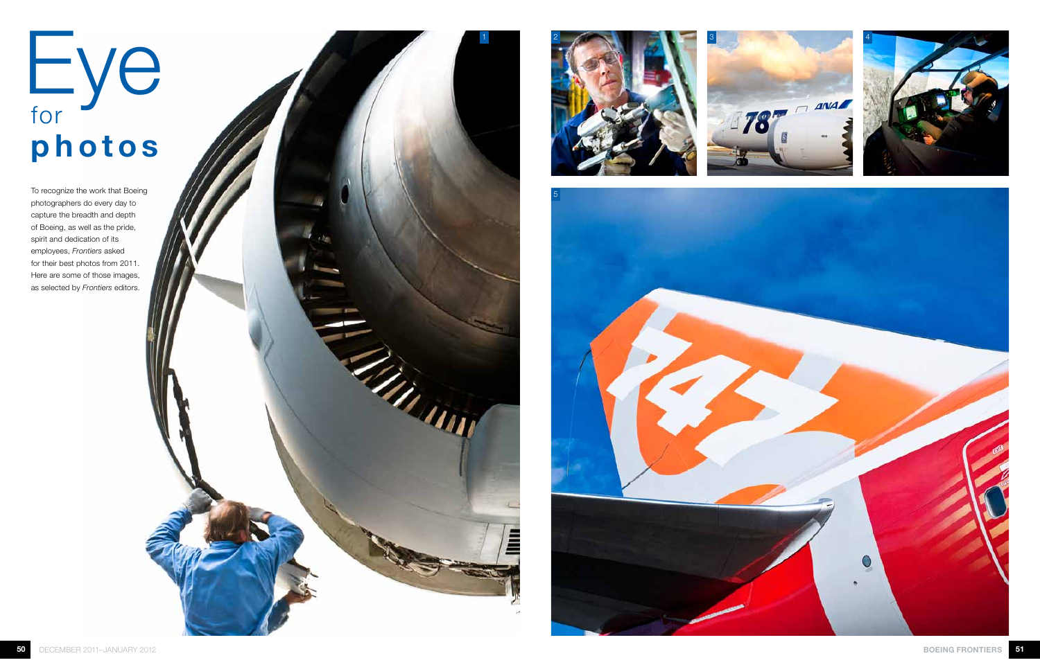# Eye for photos

To recognize the work that Boeing photographers do every day to capture the breadth and depth of Boeing, as well as the pride, spirit and dedication of its employees, *Frontiers* asked for their best photos from 2011. Here are some of those images, as selected by *Frontiers* editors.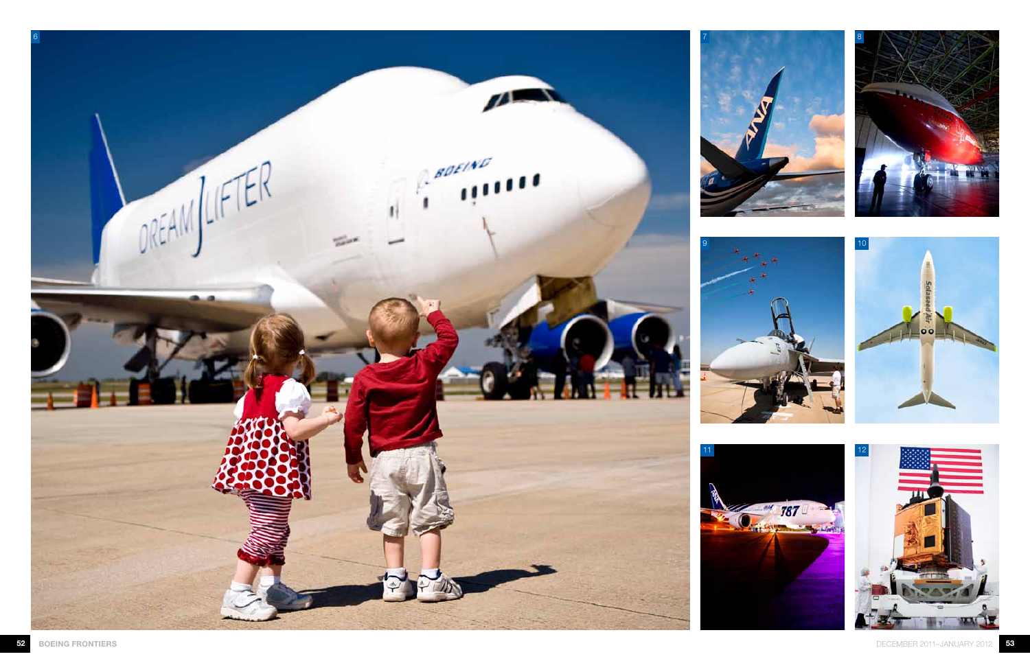6

7

8

9

10

11

12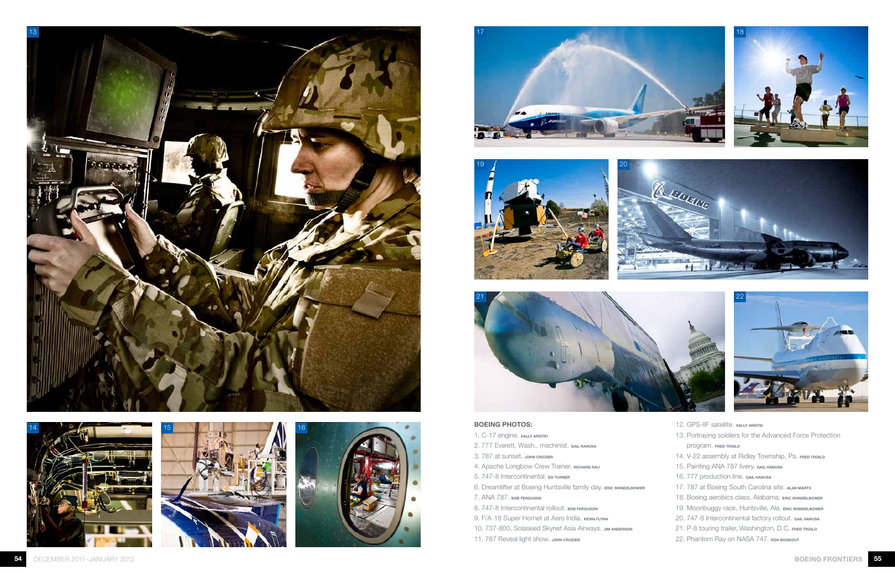**BOEING PHOTOS:**

1. C-17 engine. SALLY ARISTEI
2. 777 Everett, Wash., machinist. GAIL HANUSA
3. 787 at sunset. JOHN CROZIER
4. Apache Longbow Crew Trainer. RICHARD RAU
5. 747-8 Intercontinental. ED TURNER
6. Dreamlifter at Boeing Huntsville family day. ERIC SHINDELBOWER
7. ANA 787. BOB FERGUSON
8. 747-8 Intercontinental rollout. BOB FERGUSON
9. F/A-18 Super Hornet at Aero India. KEVIN FLYNN
10. 737-800, Solaseed Skynet Asia Airways. JIM ANDERSON
11. 787 Reveal light show. JOHN CROZIER
12. GPS-IIF satellite. SALLY ARISTEI
13. Portraying soldiers for the Advanced Force Protection program. FRED TROILO
14. V-22 assembly at Ridley Township, Pa. FRED TROILO
15. Painting ANA 787 livery. GAIL HANUSA
16. 777 production line. GAIL HANUSA
17. 787 at Boeing South Carolina site. ALAN MARTS
18. Boeing aerobics class, Alabama. ERIC SHINDELBOWER
19. Moonbuggy race, Huntsville, Ala. ERIC SHINDELBOWER
20. 747-8 Intercontinental factory rollout. GAIL HANUSA
21. P-8 touring trailer, Washington, D.C. FRED TROILO
22. Phantom Ray on NASA 747. RON BOOKOUT